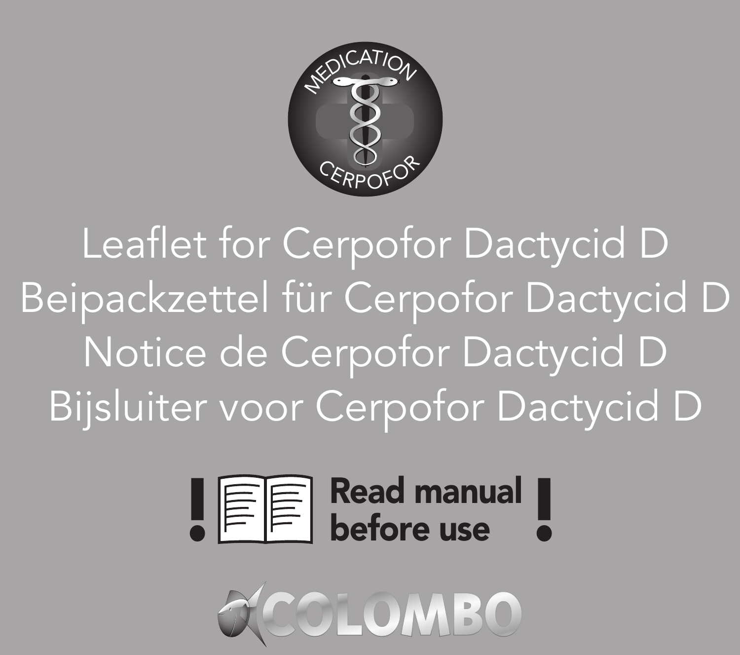MEDICATION

CERPOFOR

# Leaflet for Cerpofor Dactycid D
# Beipackzettel für Cerpofor Dactycid D
# Notice de Cerpofor Dactycid D
# Bijsluiter voor Cerpofor Dactycid D

**! Read manual before use !**

COLOMBO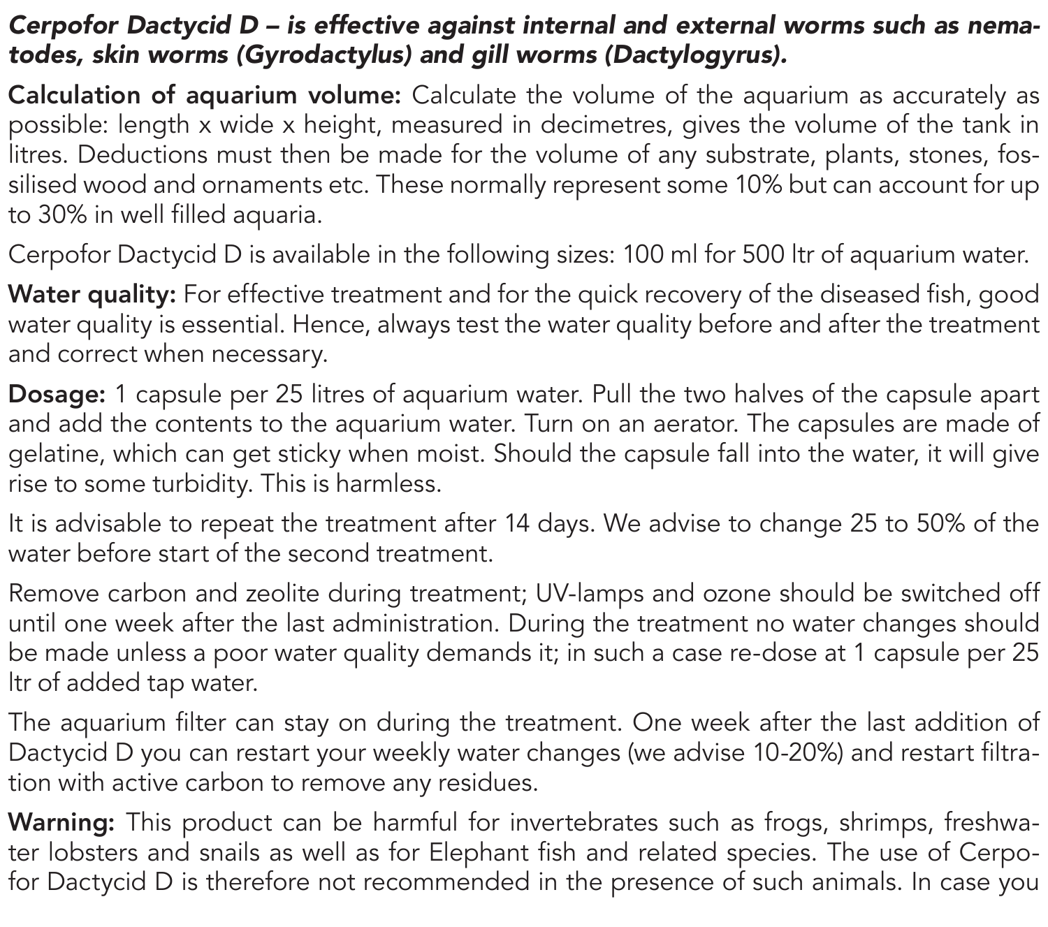***Cerpofor Dactycid D – is effective against internal and external worms such as nematodes, skin worms (Gyrodactylus) and gill worms (Dactylogyrus).***

**Calculation of aquarium volume:** Calculate the volume of the aquarium as accurately as possible: length x wide x height, measured in decimetres, gives the volume of the tank in litres. Deductions must then be made for the volume of any substrate, plants, stones, fossilised wood and ornaments etc. These normally represent some 10% but can account for up to 30% in well filled aquaria.

Cerpofor Dactycid D is available in the following sizes: 100 ml for 500 ltr of aquarium water.

**Water quality:** For effective treatment and for the quick recovery of the diseased fish, good water quality is essential. Hence, always test the water quality before and after the treatment and correct when necessary.

**Dosage:** 1 capsule per 25 litres of aquarium water. Pull the two halves of the capsule apart and add the contents to the aquarium water. Turn on an aerator. The capsules are made of gelatine, which can get sticky when moist. Should the capsule fall into the water, it will give rise to some turbidity. This is harmless.

It is advisable to repeat the treatment after 14 days. We advise to change 25 to 50% of the water before start of the second treatment.

Remove carbon and zeolite during treatment; UV-lamps and ozone should be switched off until one week after the last administration. During the treatment no water changes should be made unless a poor water quality demands it; in such a case re-dose at 1 capsule per 25 ltr of added tap water.

The aquarium filter can stay on during the treatment. One week after the last addition of Dactycid D you can restart your weekly water changes (we advise 10-20%) and restart filtration with active carbon to remove any residues.

**Warning:** This product can be harmful for invertebrates such as frogs, shrimps, freshwater lobsters and snails as well as for Elephant fish and related species. The use of Cerpofor Dactycid D is therefore not recommended in the presence of such animals. In case you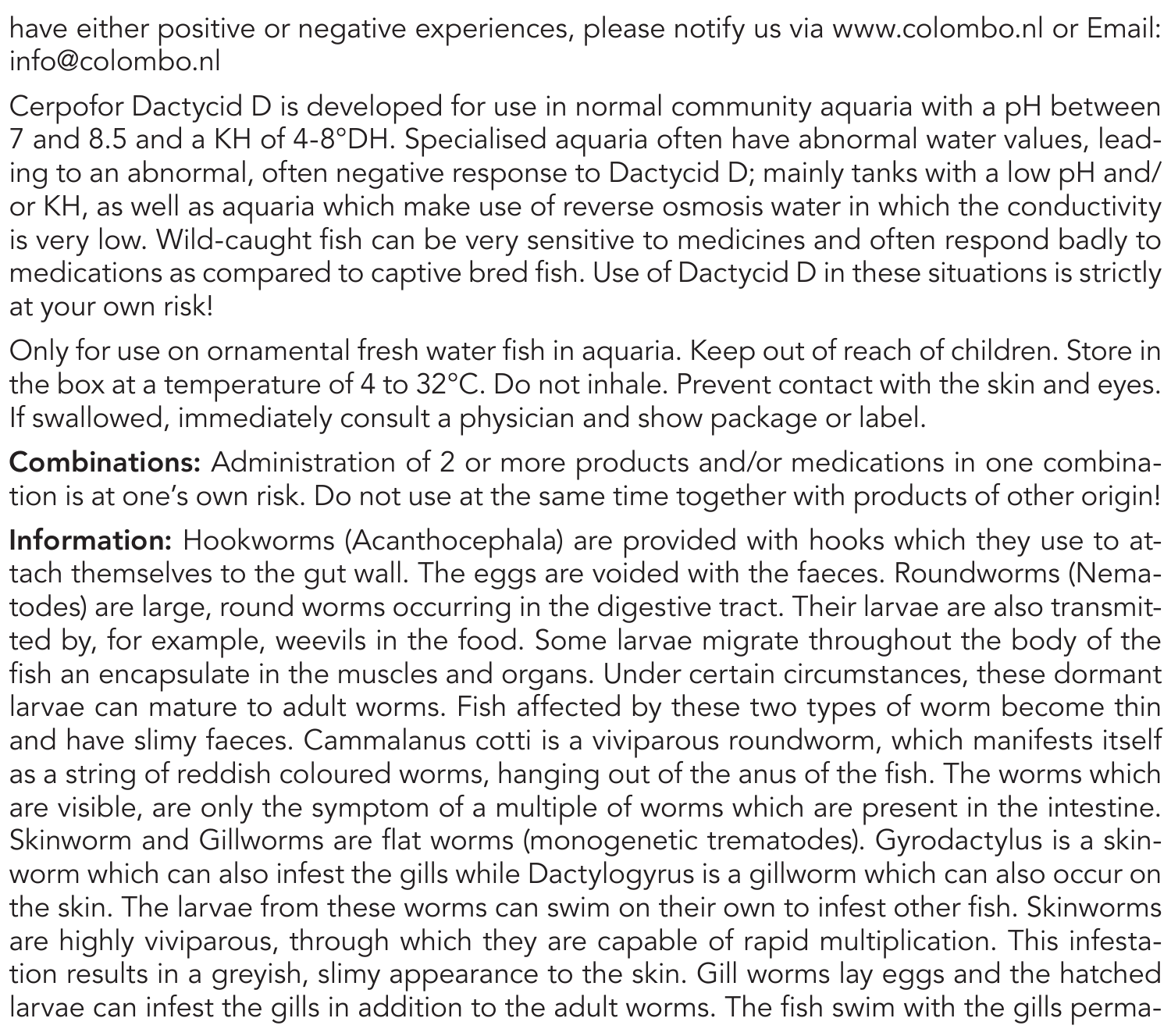have either positive or negative experiences, please notify us via www.colombo.nl or Email: info@colombo.nl

Cerpofor Dactycid D is developed for use in normal community aquaria with a pH between 7 and 8.5 and a KH of 4-8°DH. Specialised aquaria often have abnormal water values, leading to an abnormal, often negative response to Dactycid D; mainly tanks with a low pH and/or KH, as well as aquaria which make use of reverse osmosis water in which the conductivity is very low. Wild-caught fish can be very sensitive to medicines and often respond badly to medications as compared to captive bred fish. Use of Dactycid D in these situations is strictly at your own risk!

Only for use on ornamental fresh water fish in aquaria. Keep out of reach of children. Store in the box at a temperature of 4 to 32°C. Do not inhale. Prevent contact with the skin and eyes. If swallowed, immediately consult a physician and show package or label.

**Combinations:** Administration of 2 or more products and/or medications in one combination is at one's own risk. Do not use at the same time together with products of other origin!

**Information:** Hookworms (Acanthocephala) are provided with hooks which they use to attach themselves to the gut wall. The eggs are voided with the faeces. Roundworms (Nematodes) are large, round worms occurring in the digestive tract. Their larvae are also transmitted by, for example, weevils in the food. Some larvae migrate throughout the body of the fish an encapsulate in the muscles and organs. Under certain circumstances, these dormant larvae can mature to adult worms. Fish affected by these two types of worm become thin and have slimy faeces. Cammalanus cotti is a viviparous roundworm, which manifests itself as a string of reddish coloured worms, hanging out of the anus of the fish. The worms which are visible, are only the symptom of a multiple of worms which are present in the intestine. Skinworm and Gillworms are flat worms (monogenetic trematodes). Gyrodactylus is a skinworm which can also infest the gills while Dactylogyrus is a gillworm which can also occur on the skin. The larvae from these worms can swim on their own to infest other fish. Skinworms are highly viviparous, through which they are capable of rapid multiplication. This infestation results in a greyish, slimy appearance to the skin. Gill worms lay eggs and the hatched larvae can infest the gills in addition to the adult worms. The fish swim with the gills perma-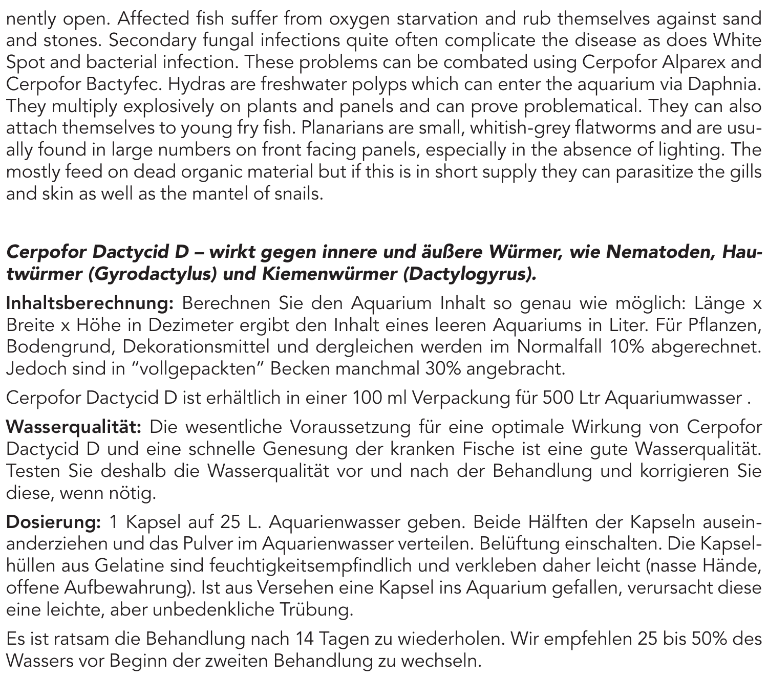nently open. Affected fish suffer from oxygen starvation and rub themselves against sand and stones. Secondary fungal infections quite often complicate the disease as does White Spot and bacterial infection. These problems can be combated using Cerpofor Alparex and Cerpofor Bactyfec. Hydras are freshwater polyps which can enter the aquarium via Daphnia. They multiply explosively on plants and panels and can prove problematical. They can also attach themselves to young fry fish. Planarians are small, whitish-grey flatworms and are usually found in large numbers on front facing panels, especially in the absence of lighting. The mostly feed on dead organic material but if this is in short supply they can parasitize the gills and skin as well as the mantel of snails.

***Cerpofor Dactycid D – wirkt gegen innere und äußere Würmer, wie Nematoden, Hautwürmer (Gyrodactylus) und Kiemenwürmer (Dactylogyrus).***

**Inhaltsberechnung:** Berechnen Sie den Aquarium Inhalt so genau wie möglich: Länge x Breite x Höhe in Dezimeter ergibt den Inhalt eines leeren Aquariums in Liter. Für Pflanzen, Bodengrund, Dekorationsmittel und dergleichen werden im Normalfall 10% abgerechnet. Jedoch sind in "vollgepackten" Becken manchmal 30% angebracht.

Cerpofor Dactycid D ist erhältlich in einer 100 ml Verpackung für 500 Ltr Aquariumwasser .

**Wasserqualität:** Die wesentliche Voraussetzung für eine optimale Wirkung von Cerpofor Dactycid D und eine schnelle Genesung der kranken Fische ist eine gute Wasserqualität. Testen Sie deshalb die Wasserqualität vor und nach der Behandlung und korrigieren Sie diese, wenn nötig.

**Dosierung:** 1 Kapsel auf 25 L. Aquarienwasser geben. Beide Hälften der Kapseln auseinanderziehen und das Pulver im Aquarienwasser verteilen. Belüftung einschalten. Die Kapselhüllen aus Gelatine sind feuchtigkeitsempfindlich und verkleben daher leicht (nasse Hände, offene Aufbewahrung). Ist aus Versehen eine Kapsel ins Aquarium gefallen, verursacht diese eine leichte, aber unbedenkliche Trübung.

Es ist ratsam die Behandlung nach 14 Tagen zu wiederholen. Wir empfehlen 25 bis 50% des Wassers vor Beginn der zweiten Behandlung zu wechseln.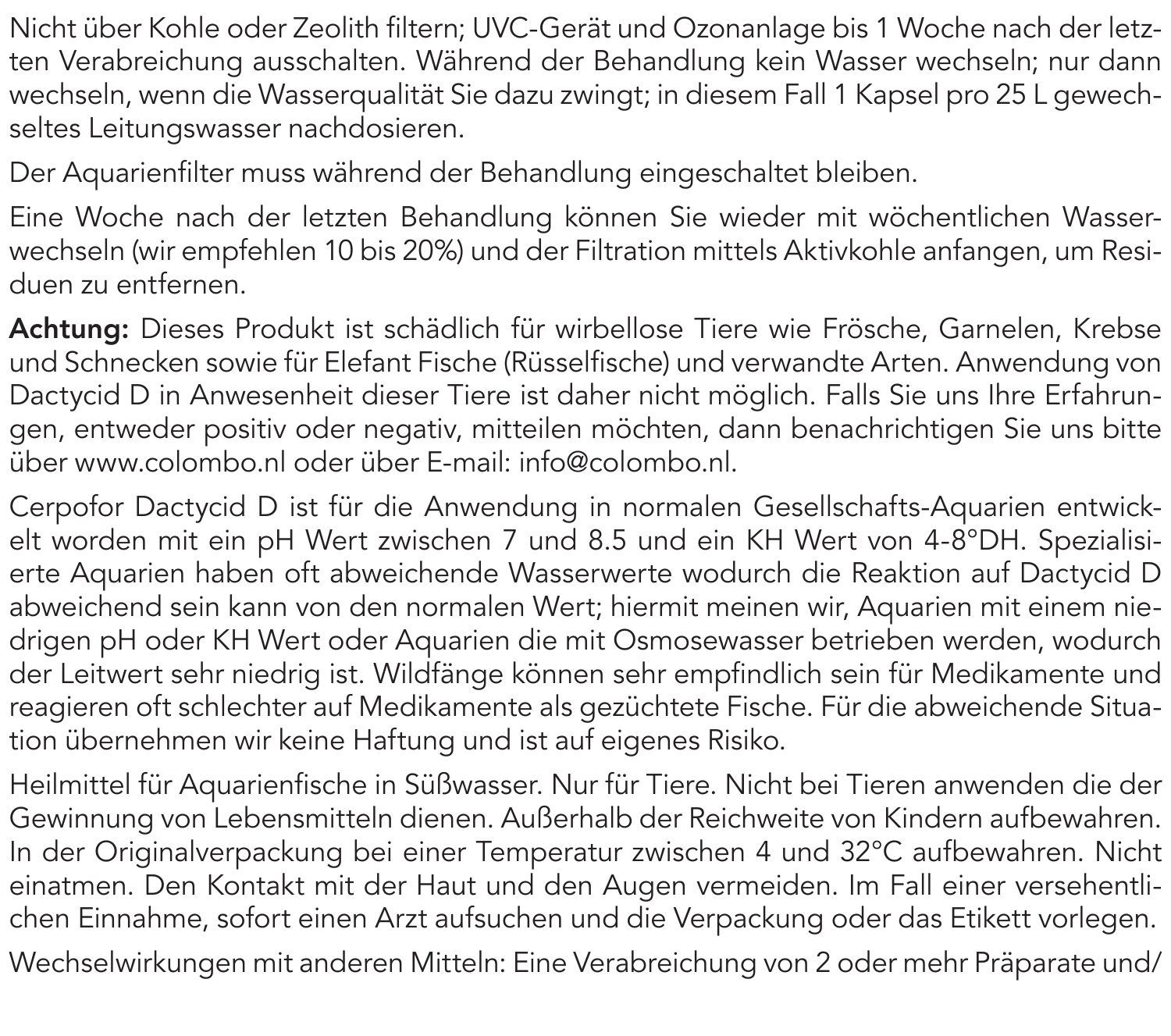Nicht über Kohle oder Zeolith filtern; UVC-Gerät und Ozonanlage bis 1 Woche nach der letzten Verabreichung ausschalten. Während der Behandlung kein Wasser wechseln; nur dann wechseln, wenn die Wasserqualität Sie dazu zwingt; in diesem Fall 1 Kapsel pro 25 L gewechseltes Leitungswasser nachdosieren.

Der Aquarienfilter muss während der Behandlung eingeschaltet bleiben.

Eine Woche nach der letzten Behandlung können Sie wieder mit wöchentlichen Wasserwechseln (wir empfehlen 10 bis 20%) und der Filtration mittels Aktivkohle anfangen, um Residuen zu entfernen.

**Achtung:** Dieses Produkt ist schädlich für wirbellose Tiere wie Frösche, Garnelen, Krebse und Schnecken sowie für Elefant Fische (Rüsselfische) und verwandte Arten. Anwendung von Dactycid D in Anwesenheit dieser Tiere ist daher nicht möglich. Falls Sie uns Ihre Erfahrungen, entweder positiv oder negativ, mitteilen möchten, dann benachrichtigen Sie uns bitte über www.colombo.nl oder über E-mail: info@colombo.nl.

Cerpofor Dactycid D ist für die Anwendung in normalen Gesellschafts-Aquarien entwickelt worden mit ein pH Wert zwischen 7 und 8.5 und ein KH Wert von 4-8°DH. Spezialisierte Aquarien haben oft abweichende Wasserwerte wodurch die Reaktion auf Dactycid D abweichend sein kann von den normalen Wert; hiermit meinen wir, Aquarien mit einem niedrigen pH oder KH Wert oder Aquarien die mit Osmosewasser betrieben werden, wodurch der Leitwert sehr niedrig ist. Wildfänge können sehr empfindlich sein für Medikamente und reagieren oft schlechter auf Medikamente als gezüchtete Fische. Für die abweichende Situation übernehmen wir keine Haftung und ist auf eigenes Risiko.

Heilmittel für Aquarienfische in Süßwasser. Nur für Tiere. Nicht bei Tieren anwenden die der Gewinnung von Lebensmitteln dienen. Außerhalb der Reichweite von Kindern aufbewahren. In der Originalverpackung bei einer Temperatur zwischen 4 und 32°C aufbewahren. Nicht einatmen. Den Kontakt mit der Haut und den Augen vermeiden. Im Fall einer versehentlichen Einnahme, sofort einen Arzt aufsuchen und die Verpackung oder das Etikett vorlegen.

Wechselwirkungen mit anderen Mitteln: Eine Verabreichung von 2 oder mehr Präparate und/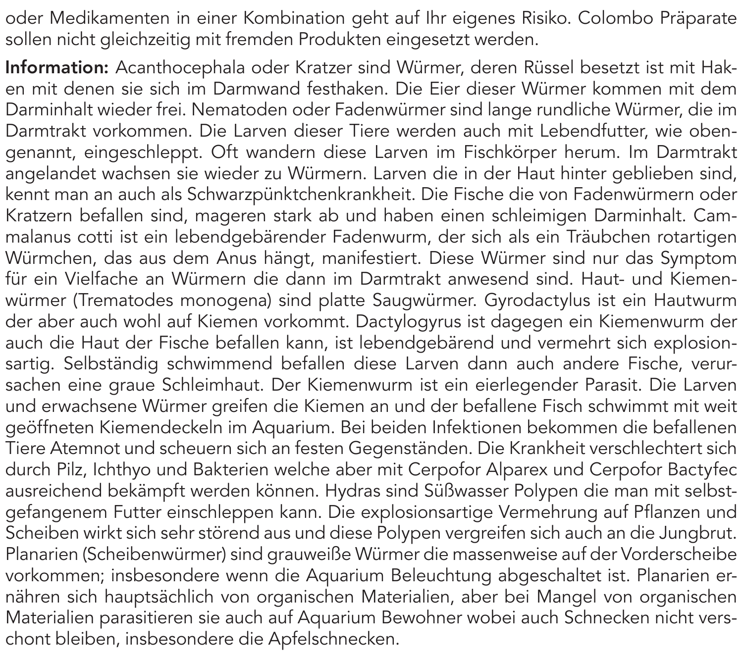oder Medikamenten in einer Kombination geht auf Ihr eigenes Risiko. Colombo Präparate sollen nicht gleichzeitig mit fremden Produkten eingesetzt werden.

**Information:** Acanthocephala oder Kratzer sind Würmer, deren Rüssel besetzt ist mit Haken mit denen sie sich im Darmwand festhaken. Die Eier dieser Würmer kommen mit dem Darminhalt wieder frei. Nematoden oder Fadenwürmer sind lange rundliche Würmer, die im Darmtrakt vorkommen. Die Larven dieser Tiere werden auch mit Lebendfutter, wie obengenannt, eingeschleppt. Oft wandern diese Larven im Fischkörper herum. Im Darmtrakt angelandet wachsen sie wieder zu Würmern. Larven die in der Haut hinter geblieben sind, kennt man an auch als Schwarzpünktchenkrankheit. Die Fische die von Fadenwürmern oder Kratzern befallen sind, mageren stark ab und haben einen schleimigen Darminhalt. Cammalanus cotti ist ein lebendgebärender Fadenwurm, der sich als ein Träubchen rotartigen Würmchen, das aus dem Anus hängt, manifestiert. Diese Würmer sind nur das Symptom für ein Vielfache an Würmern die dann im Darmtrakt anwesend sind. Haut- und Kiemenwürmer (Trematodes monogena) sind platte Saugwürmer. Gyrodactylus ist ein Hautwurm der aber auch wohl auf Kiemen vorkommt. Dactylogyrus ist dagegen ein Kiemenwurm der auch die Haut der Fische befallen kann, ist lebendgebärend und vermehrt sich explosionsartig. Selbständig schwimmend befallen diese Larven dann auch andere Fische, verursachen eine graue Schleimhaut. Der Kiemenwurm ist ein eierlegender Parasit. Die Larven und erwachsene Würmer greifen die Kiemen an und der befallene Fisch schwimmt mit weit geöffneten Kiemendeckeln im Aquarium. Bei beiden Infektionen bekommen die befallenen Tiere Atemnot und scheuern sich an festen Gegenständen. Die Krankheit verschlechtert sich durch Pilz, Ichthyo und Bakterien welche aber mit Cerpofor Alparex und Cerpofor Bactyfec ausreichend bekämpft werden können. Hydras sind Süßwasser Polypen die man mit selbstgefangenem Futter einschleppen kann. Die explosionsartige Vermehrung auf Pflanzen und Scheiben wirkt sich sehr störend aus und diese Polypen vergreifen sich auch an die Jungbrut. Planarien (Scheibenwürmer) sind grauweiße Würmer die massenweise auf der Vorderscheibe vorkommen; insbesondere wenn die Aquarium Beleuchtung abgeschaltet ist. Planarien ernähren sich hauptsächlich von organischen Materialien, aber bei Mangel von organischen Materialien parasitieren sie auch auf Aquarium Bewohner wobei auch Schnecken nicht verschont bleiben, insbesondere die Apfelschnecken.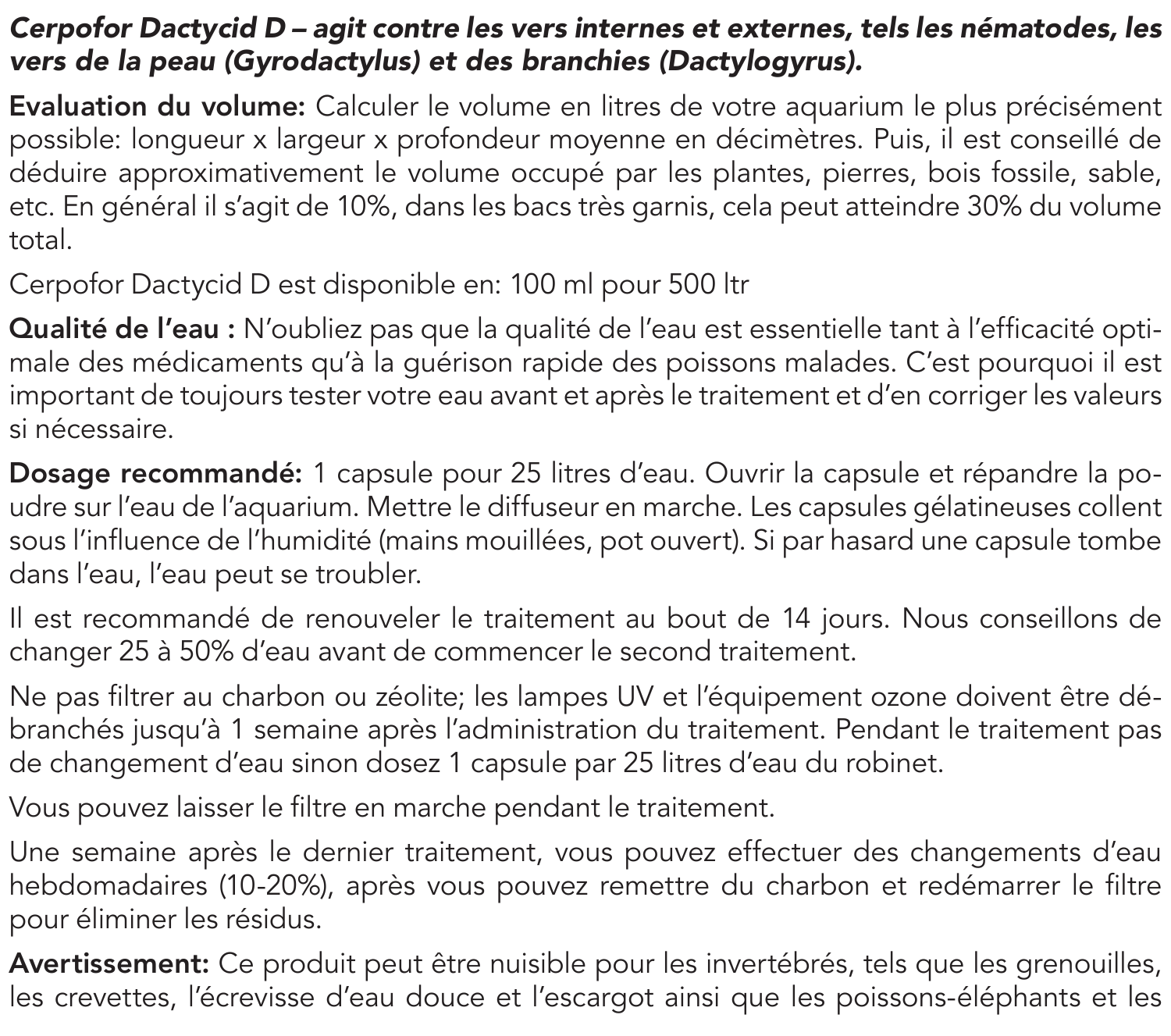***Cerpofor Dactycid D – agit contre les vers internes et externes, tels les nématodes, les vers de la peau (Gyrodactylus) et des branchies (Dactylogyrus).***

**Evaluation du volume:** Calculer le volume en litres de votre aquarium le plus précisément possible: longueur x largeur x profondeur moyenne en décimètres. Puis, il est conseillé de déduire approximativement le volume occupé par les plantes, pierres, bois fossile, sable, etc. En général il s'agit de 10%, dans les bacs très garnis, cela peut atteindre 30% du volume total.

Cerpofor Dactycid D est disponible en: 100 ml pour 500 ltr

**Qualité de l'eau :** N'oubliez pas que la qualité de l'eau est essentielle tant à l'efficacité optimale des médicaments qu'à la guérison rapide des poissons malades. C'est pourquoi il est important de toujours tester votre eau avant et après le traitement et d'en corriger les valeurs si nécessaire.

**Dosage recommandé:** 1 capsule pour 25 litres d'eau. Ouvrir la capsule et répandre la poudre sur l'eau de l'aquarium. Mettre le diffuseur en marche. Les capsules gélatineuses collent sous l'influence de l'humidité (mains mouillées, pot ouvert). Si par hasard une capsule tombe dans l'eau, l'eau peut se troubler.

Il est recommandé de renouveler le traitement au bout de 14 jours. Nous conseillons de changer 25 à 50% d'eau avant de commencer le second traitement.

Ne pas filtrer au charbon ou zéolite; les lampes UV et l'équipement ozone doivent être débranchés jusqu'à 1 semaine après l'administration du traitement. Pendant le traitement pas de changement d'eau sinon dosez 1 capsule par 25 litres d'eau du robinet.

Vous pouvez laisser le filtre en marche pendant le traitement.

Une semaine après le dernier traitement, vous pouvez effectuer des changements d'eau hebdomadaires (10-20%), après vous pouvez remettre du charbon et redémarrer le filtre pour éliminer les résidus.

**Avertissement:** Ce produit peut être nuisible pour les invertébrés, tels que les grenouilles, les crevettes, l'écrevisse d'eau douce et l'escargot ainsi que les poissons-éléphants et les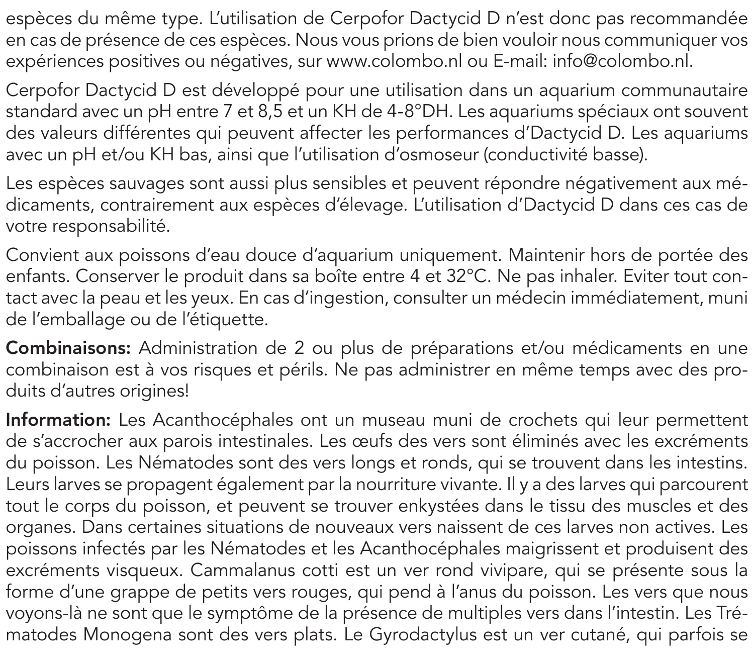espèces du même type. L'utilisation de Cerpofor Dactycid D n'est donc pas recommandée en cas de présence de ces espèces. Nous vous prions de bien vouloir nous communiquer vos expériences positives ou négatives, sur www.colombo.nl ou E-mail: info@colombo.nl.

Cerpofor Dactycid D est développé pour une utilisation dans un aquarium communautaire standard avec un pH entre 7 et 8,5 et un KH de 4-8°DH. Les aquariums spéciaux ont souvent des valeurs différentes qui peuvent affecter les performances d'Dactycid D. Les aquariums avec un pH et/ou KH bas, ainsi que l'utilisation d'osmoseur (conductivité basse).

Les espèces sauvages sont aussi plus sensibles et peuvent répondre négativement aux médicaments, contrairement aux espèces d'élevage. L'utilisation d'Dactycid D dans ces cas de votre responsabilité.

Convient aux poissons d'eau douce d'aquarium uniquement. Maintenir hors de portée des enfants. Conserver le produit dans sa boîte entre 4 et 32°C. Ne pas inhaler. Eviter tout contact avec la peau et les yeux. En cas d'ingestion, consulter un médecin immédiatement, muni de l'emballage ou de l'étiquette.

**Combinaisons:** Administration de 2 ou plus de préparations et/ou médicaments en une combinaison est à vos risques et périls. Ne pas administrer en même temps avec des produits d'autres origines!

**Information:** Les Acanthocéphales ont un museau muni de crochets qui leur permettent de s'accrocher aux parois intestinales. Les œufs des vers sont éliminés avec les excréments du poisson. Les Nématodes sont des vers longs et ronds, qui se trouvent dans les intestins. Leurs larves se propagent également par la nourriture vivante. Il y a des larves qui parcourent tout le corps du poisson, et peuvent se trouver enkystées dans le tissu des muscles et des organes. Dans certaines situations de nouveaux vers naissent de ces larves non actives. Les poissons infectés par les Nématodes et les Acanthocéphales maigrissent et produisent des excréments visqueux. Cammalanus cotti est un ver rond vivipare, qui se présente sous la forme d'une grappe de petits vers rouges, qui pend à l'anus du poisson. Les vers que nous voyons-là ne sont que le symptôme de la présence de multiples vers dans l'intestin. Les Trématodes Monogena sont des vers plats. Le Gyrodactylus est un ver cutané, qui parfois se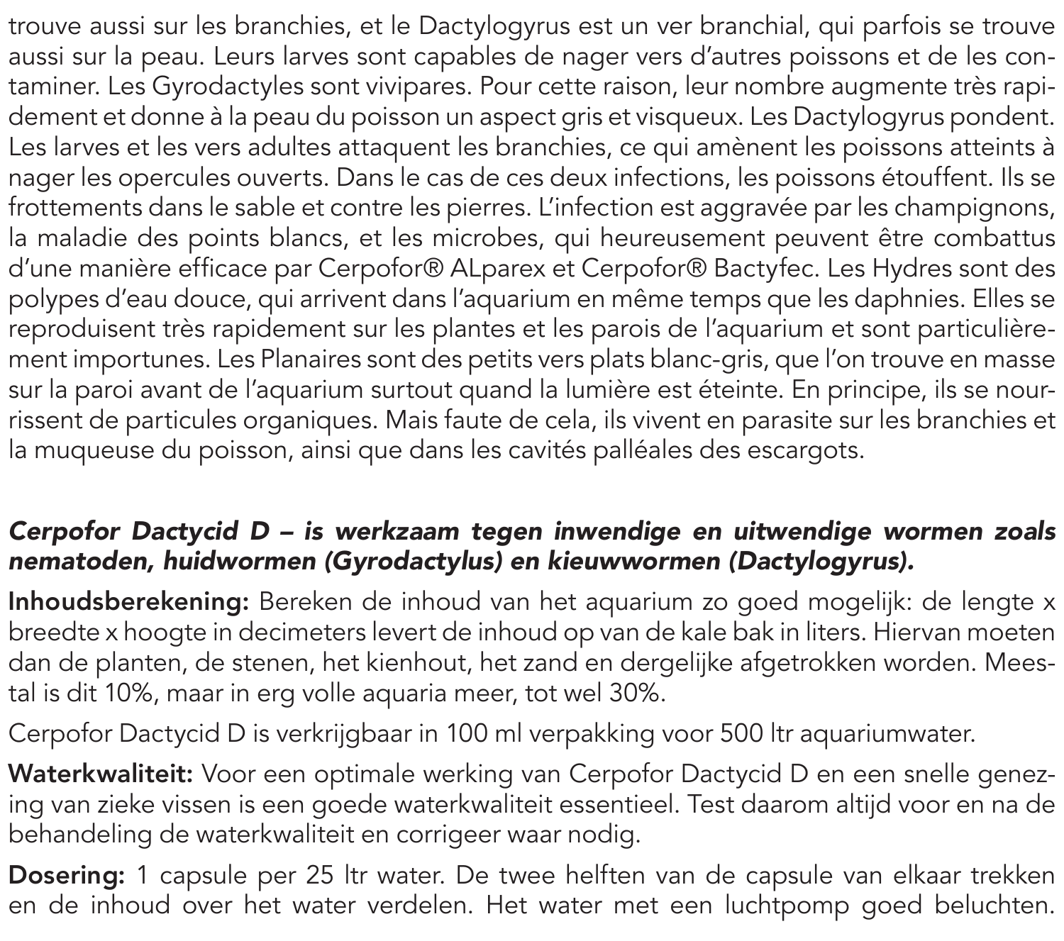trouve aussi sur les branchies, et le Dactylogyrus est un ver branchial, qui parfois se trouve aussi sur la peau. Leurs larves sont capables de nager vers d'autres poissons et de les contaminer. Les Gyrodactyles sont vivipares. Pour cette raison, leur nombre augmente très rapidement et donne à la peau du poisson un aspect gris et visqueux. Les Dactylogyrus pondent. Les larves et les vers adultes attaquent les branchies, ce qui amènent les poissons atteints à nager les opercules ouverts. Dans le cas de ces deux infections, les poissons étouffent. Ils se frottements dans le sable et contre les pierres. L'infection est aggravée par les champignons, la maladie des points blancs, et les microbes, qui heureusement peuvent être combattus d'une manière efficace par Cerpofor® ALparex et Cerpofor® Bactyfec. Les Hydres sont des polypes d'eau douce, qui arrivent dans l'aquarium en même temps que les daphnies. Elles se reproduisent très rapidement sur les plantes et les parois de l'aquarium et sont particulièrement importunes. Les Planaires sont des petits vers plats blanc-gris, que l'on trouve en masse sur la paroi avant de l'aquarium surtout quand la lumière est éteinte. En principe, ils se nourrissent de particules organiques. Mais faute de cela, ils vivent en parasite sur les branchies et la muqueuse du poisson, ainsi que dans les cavités palléales des escargots.

***Cerpofor Dactycid D – is werkzaam tegen inwendige en uitwendige wormen zoals nematoden, huidwormen (Gyrodactylus) en kieuwwormen (Dactylogyrus).***

**Inhoudsberekening:** Bereken de inhoud van het aquarium zo goed mogelijk: de lengte x breedte x hoogte in decimeters levert de inhoud op van de kale bak in liters. Hiervan moeten dan de planten, de stenen, het kienhout, het zand en dergelijke afgetrokken worden. Meestal is dit 10%, maar in erg volle aquaria meer, tot wel 30%.

Cerpofor Dactycid D is verkrijgbaar in 100 ml verpakking voor 500 ltr aquariumwater.

**Waterkwaliteit:** Voor een optimale werking van Cerpofor Dactycid D en een snelle genezing van zieke vissen is een goede waterkwaliteit essentieel. Test daarom altijd voor en na de behandeling de waterkwaliteit en corrigeer waar nodig.

**Dosering:** 1 capsule per 25 ltr water. De twee helften van de capsule van elkaar trekken en de inhoud over het water verdelen. Het water met een luchtpomp goed beluchten.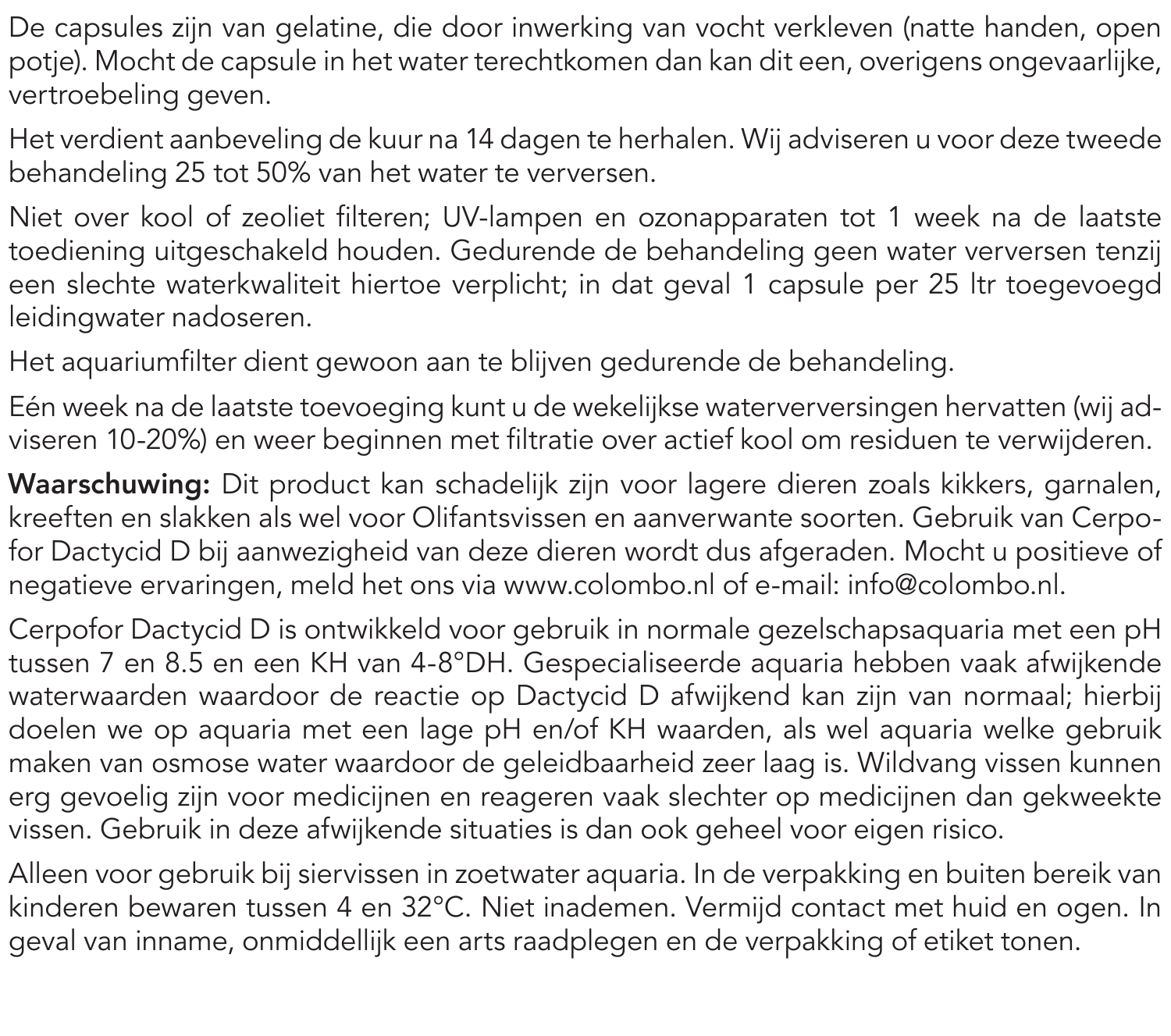De capsules zijn van gelatine, die door inwerking van vocht verkleven (natte handen, open potje). Mocht de capsule in het water terechtkomen dan kan dit een, overigens ongevaarlijke, vertroebeling geven.

Het verdient aanbeveling de kuur na 14 dagen te herhalen. Wij adviseren u voor deze tweede behandeling 25 tot 50% van het water te verversen.

Niet over kool of zeoliet filteren; UV-lampen en ozonapparaten tot 1 week na de laatste toediening uitgeschakeld houden. Gedurende de behandeling geen water verversen tenzij een slechte waterkwaliteit hiertoe verplicht; in dat geval 1 capsule per 25 ltr toegevoegd leidingwater nadoseren.

Het aquariumfilter dient gewoon aan te blijven gedurende de behandeling.

Eén week na de laatste toevoeging kunt u de wekelijkse waterverversingen hervatten (wij adviseren 10-20%) en weer beginnen met filtratie over actief kool om residuen te verwijderen.

**Waarschuwing:** Dit product kan schadelijk zijn voor lagere dieren zoals kikkers, garnalen, kreeften en slakken als wel voor Olifantsvissen en aanverwante soorten. Gebruik van Cerpofor Dactycid D bij aanwezigheid van deze dieren wordt dus afgeraden. Mocht u positieve of negatieve ervaringen, meld het ons via www.colombo.nl of e-mail: info@colombo.nl.

Cerpofor Dactycid D is ontwikkeld voor gebruik in normale gezelschapsaquaria met een pH tussen 7 en 8.5 en een KH van 4-8°DH. Gespecialiseerde aquaria hebben vaak afwijkende waterwaarden waardoor de reactie op Dactycid D afwijkend kan zijn van normaal; hierbij doelen we op aquaria met een lage pH en/of KH waarden, als wel aquaria welke gebruik maken van osmose water waardoor de geleidbaarheid zeer laag is. Wildvang vissen kunnen erg gevoelig zijn voor medicijnen en reageren vaak slechter op medicijnen dan gekweekte vissen. Gebruik in deze afwijkende situaties is dan ook geheel voor eigen risico.

Alleen voor gebruik bij siervissen in zoetwater aquaria. In de verpakking en buiten bereik van kinderen bewaren tussen 4 en 32°C. Niet inademen. Vermijd contact met huid en ogen. In geval van inname, onmiddellijk een arts raadplegen en de verpakking of etiket tonen.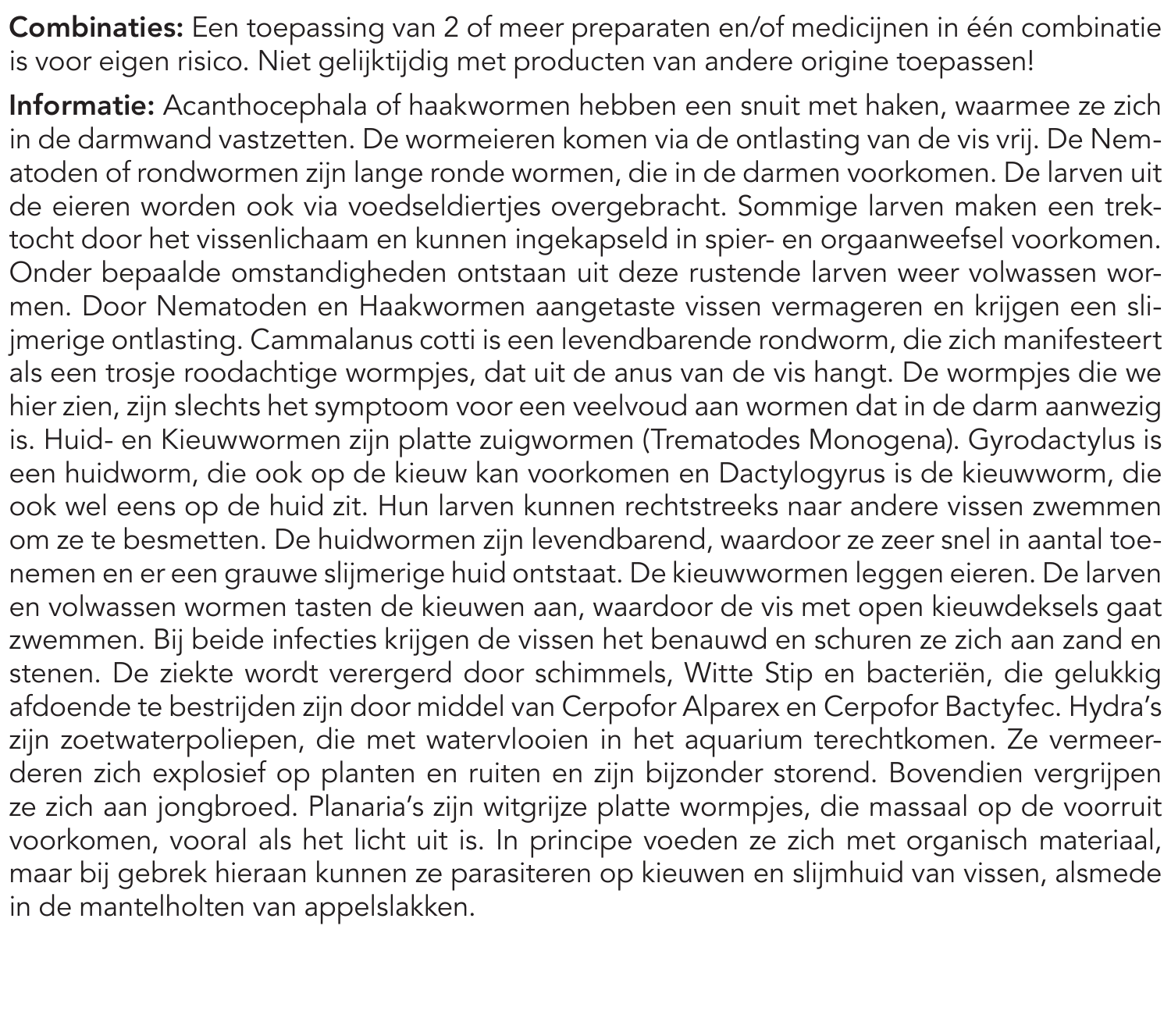**Combinaties:** Een toepassing van 2 of meer preparaten en/of medicijnen in één combinatie is voor eigen risico. Niet gelijktijdig met producten van andere origine toepassen!

**Informatie:** Acanthocephala of haakwormen hebben een snuit met haken, waarmee ze zich in de darmwand vastzetten. De wormeieren komen via de ontlasting van de vis vrij. De Nematoden of rondwormen zijn lange ronde wormen, die in de darmen voorkomen. De larven uit de eieren worden ook via voedseldiertjes overgebracht. Sommige larven maken een trektocht door het vissenlichaam en kunnen ingekapseld in spier- en orgaanweefsel voorkomen. Onder bepaalde omstandigheden ontstaan uit deze rustende larven weer volwassen wormen. Door Nematoden en Haakwormen aangetaste vissen vermageren en krijgen een slijmerige ontlasting. Cammalanus cotti is een levendbarende rondworm, die zich manifesteert als een trosje roodachtige wormpjes, dat uit de anus van de vis hangt. De wormpjes die we hier zien, zijn slechts het symptoom voor een veelvoud aan wormen dat in de darm aanwezig is. Huid- en Kieuwwormen zijn platte zuigwormen (Trematodes Monogena). Gyrodactylus is een huidworm, die ook op de kieuw kan voorkomen en Dactylogyrus is de kieuwworm, die ook wel eens op de huid zit. Hun larven kunnen rechtstreeks naar andere vissen zwemmen om ze te besmetten. De huidwormen zijn levendbarend, waardoor ze zeer snel in aantal toenemen en er een grauwe slijmerige huid ontstaat. De kieuwwormen leggen eieren. De larven en volwassen wormen tasten de kieuwen aan, waardoor de vis met open kieuwdeksels gaat zwemmen. Bij beide infecties krijgen de vissen het benauwd en schuren ze zich aan zand en stenen. De ziekte wordt verergerd door schimmels, Witte Stip en bacteriën, die gelukkig afdoende te bestrijden zijn door middel van Cerpofor Alparex en Cerpofor Bactyfec. Hydra's zijn zoetwaterpoliepen, die met watervlooien in het aquarium terechtkomen. Ze vermeerderen zich explosief op planten en ruiten en zijn bijzonder storend. Bovendien vergrijpen ze zich aan jongbroed. Planaria's zijn witgrijze platte wormpjes, die massaal op de voorruit voorkomen, vooral als het licht uit is. In principe voeden ze zich met organisch materiaal, maar bij gebrek hieraan kunnen ze parasiteren op kieuwen en slijmhuid van vissen, alsmede in de mantelholten van appelslakken.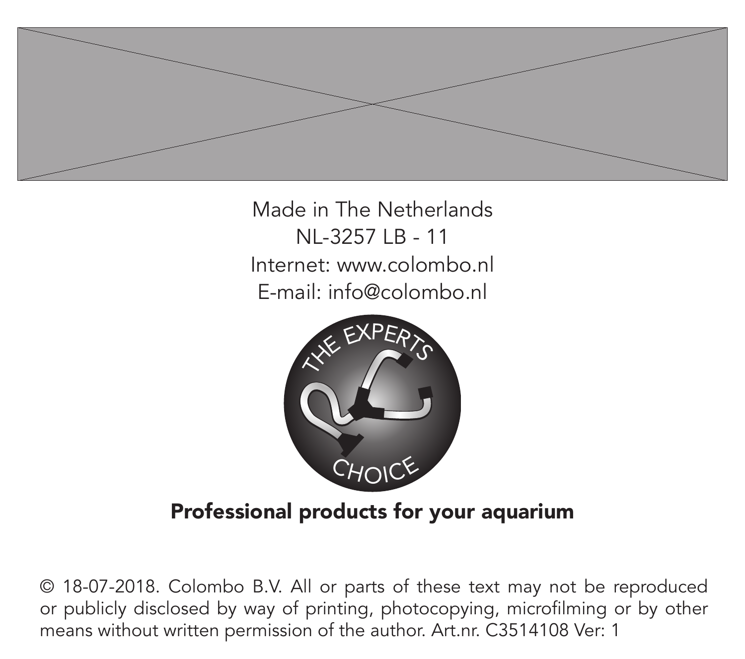Made in The Netherlands
NL-3257 LB - 11
Internet: www.colombo.nl
E-mail: info@colombo.nl

THE EXPERTS CHOICE

**Professional products for your aquarium**

© 18-07-2018. Colombo B.V. All or parts of these text may not be reproduced or publicly disclosed by way of printing, photocopying, microfilming or by other means without written permission of the author. Art.nr. C3514108 Ver: 1